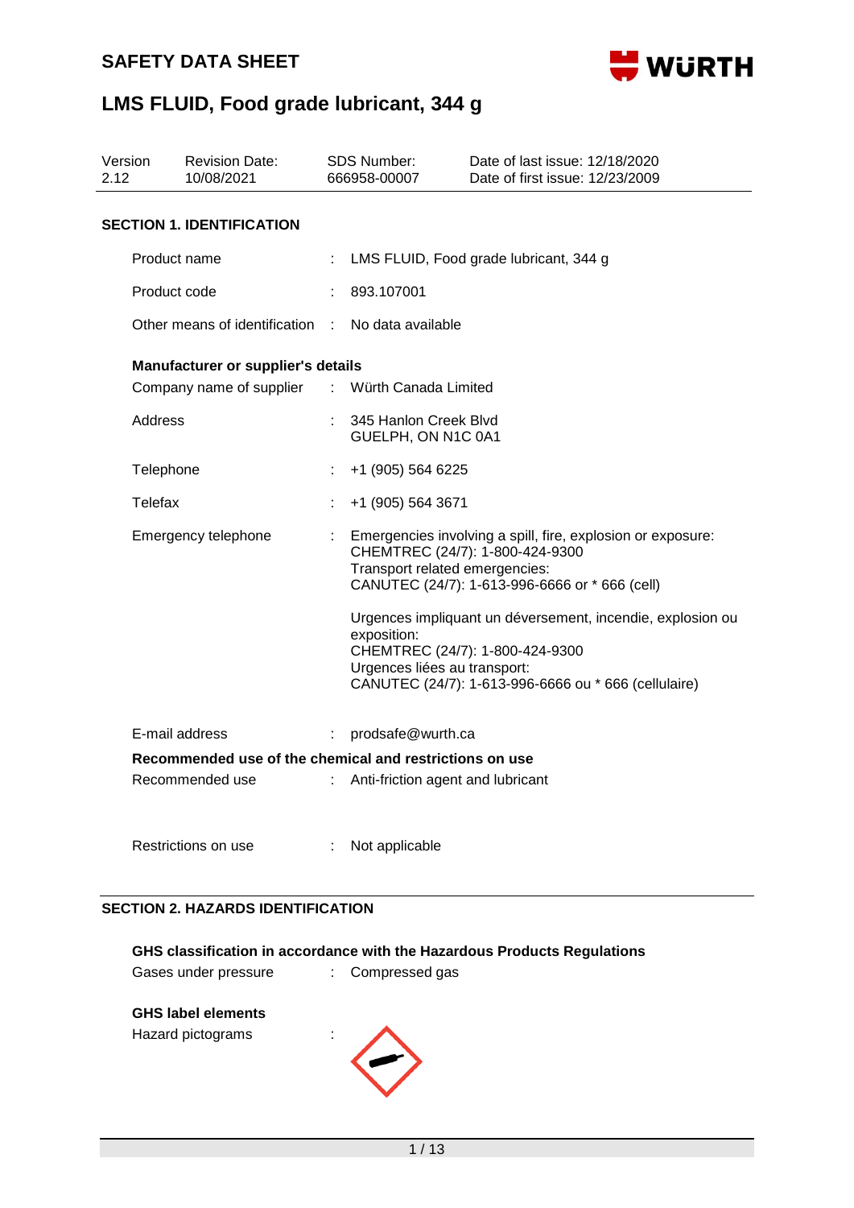# SAFETY DATA SHEET

# LMS FLUID, Food grade lubricant, 344 g

| Version | Revision Date: | SDS Number: | Date of last issue: 12/18/2020 |
|---|---|---|---|
| 2.12 | 10/08/2021 | 666958-00007 | Date of first issue: 12/23/2009 |

## SECTION 1. IDENTIFICATION

Product name : LMS FLUID, Food grade lubricant, 344 g

Product code : 893.107001

Other means of identification : No data available

**Manufacturer or supplier's details**

Company name of supplier : Würth Canada Limited

Address : 345 Hanlon Creek Blvd
GUELPH, ON N1C 0A1

Telephone : +1 (905) 564 6225

Telefax : +1 (905) 564 3671

Emergency telephone : Emergencies involving a spill, fire, explosion or exposure:
CHEMTREC (24/7): 1-800-424-9300
Transport related emergencies:
CANUTEC (24/7): 1-613-996-6666 or * 666 (cell)

Urgences impliquant un déversement, incendie, explosion ou exposition:
CHEMTREC (24/7): 1-800-424-9300
Urgences liées au transport:
CANUTEC (24/7): 1-613-996-6666 ou * 666 (cellulaire)

E-mail address : prodsafe@wurth.ca

**Recommended use of the chemical and restrictions on use**

Recommended use : Anti-friction agent and lubricant

Restrictions on use : Not applicable

## SECTION 2. HAZARDS IDENTIFICATION

**GHS classification in accordance with the Hazardous Products Regulations**

Gases under pressure : Compressed gas

**GHS label elements**

Hazard pictograms :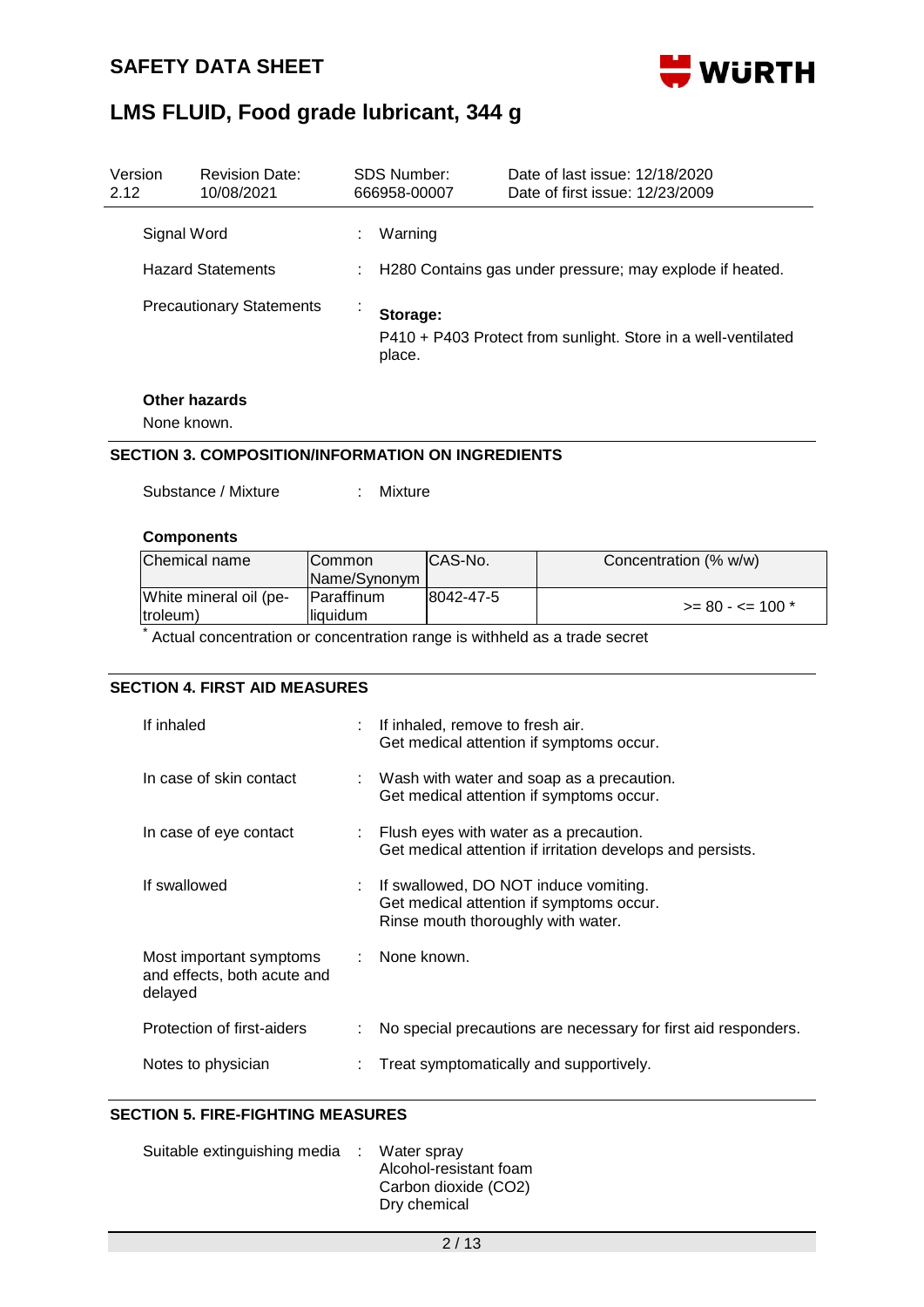Signal Word : Warning

Hazard Statements : H280 Contains gas under pressure; may explode if heated.

Precautionary Statements :

**Storage:**
P410 + P403 Protect from sunlight. Store in a well-ventilated place.

**Other hazards**

None known.

## SECTION 3. COMPOSITION/INFORMATION ON INGREDIENTS

Substance / Mixture : Mixture

**Components**

| Chemical name | Common Name/Synonym | CAS-No. | Concentration (% w/w) |
|---|---|---|---|
| White mineral oil (petroleum) | Paraffinum liquidum | 8042-47-5 | >= 80 - <= 100 * |

* Actual concentration or concentration range is withheld as a trade secret

## SECTION 4. FIRST AID MEASURES

If inhaled : If inhaled, remove to fresh air.
Get medical attention if symptoms occur.

In case of skin contact : Wash with water and soap as a precaution.
Get medical attention if symptoms occur.

In case of eye contact : Flush eyes with water as a precaution.
Get medical attention if irritation develops and persists.

If swallowed : If swallowed, DO NOT induce vomiting.
Get medical attention if symptoms occur.
Rinse mouth thoroughly with water.

Most important symptoms and effects, both acute and delayed : None known.

Protection of first-aiders : No special precautions are necessary for first aid responders.

Notes to physician : Treat symptomatically and supportively.

## SECTION 5. FIRE-FIGHTING MEASURES

Suitable extinguishing media : Water spray
Alcohol-resistant foam
Carbon dioxide ($CO_2$)
Dry chemical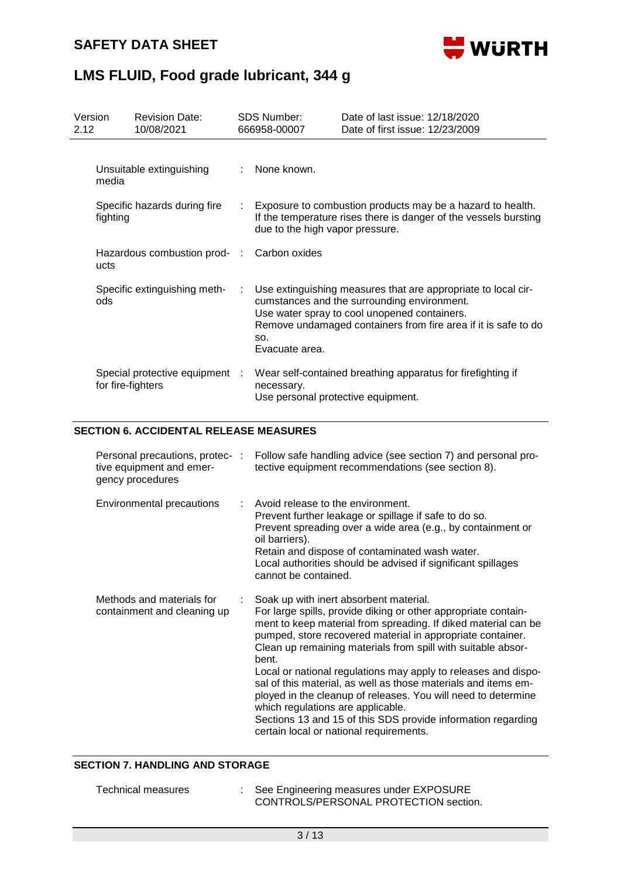| Version | Revision Date: | SDS Number: | Date of last issue: 12/18/2020 |
| --- | --- | --- | --- |
| 2.12 | 10/08/2021 | 666958-00007 | Date of first issue: 12/23/2009 |

| | | |
| --- | --- | --- |
| Unsuitable extinguishing media | : | None known. |
| Specific hazards during fire fighting | : | Exposure to combustion products may be a hazard to health. If the temperature rises there is danger of the vessels bursting due to the high vapor pressure. |
| Hazardous combustion products | : | Carbon oxides |
| Specific extinguishing methods | : | Use extinguishing measures that are appropriate to local circumstances and the surrounding environment.<br>Use water spray to cool unopened containers.<br>Remove undamaged containers from fire area if it is safe to do so.<br>Evacuate area. |
| Special protective equipment for fire-fighters | : | Wear self-contained breathing apparatus for firefighting if necessary.<br>Use personal protective equipment. |

## SECTION 6. ACCIDENTAL RELEASE MEASURES

| | | |
| --- | --- | --- |
| Personal precautions, protective equipment and emergency procedures | : | Follow safe handling advice (see section 7) and personal protective equipment recommendations (see section 8). |
| Environmental precautions | : | Avoid release to the environment.<br>Prevent further leakage or spillage if safe to do so.<br>Prevent spreading over a wide area (e.g., by containment or oil barriers).<br>Retain and dispose of contaminated wash water.<br>Local authorities should be advised if significant spillages cannot be contained. |
| Methods and materials for containment and cleaning up | : | Soak up with inert absorbent material.<br>For large spills, provide diking or other appropriate containment to keep material from spreading. If diked material can be pumped, store recovered material in appropriate container.<br>Clean up remaining materials from spill with suitable absorbent.<br>Local or national regulations may apply to releases and disposal of this material, as well as those materials and items employed in the cleanup of releases. You will need to determine which regulations are applicable.<br>Sections 13 and 15 of this SDS provide information regarding certain local or national requirements. |

## SECTION 7. HANDLING AND STORAGE

| | | |
| --- | --- | --- |
| Technical measures | : | See Engineering measures under EXPOSURE CONTROLS/PERSONAL PROTECTION section. |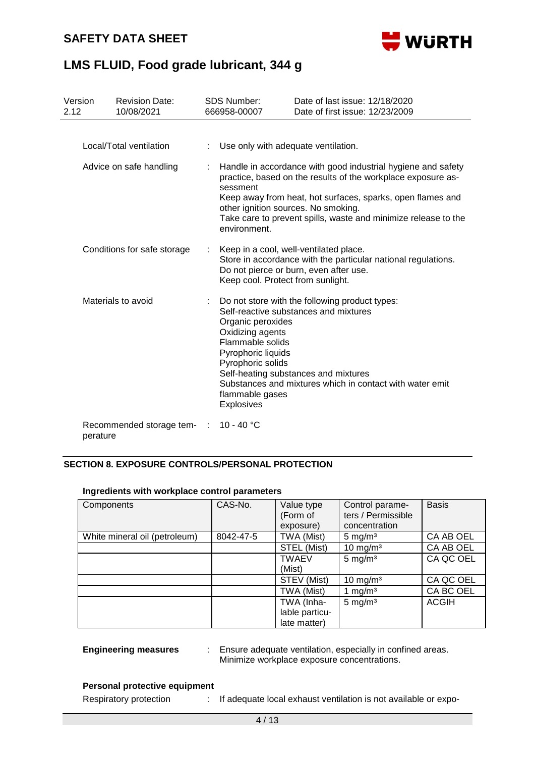| Version | Revision Date: | SDS Number: | Date of last issue: 12/18/2020 |
|---|---|---|---|
| 2.12 | 10/08/2021 | 666958-00007 | Date of first issue: 12/23/2009 |

Local/Total ventilation : Use only with adequate ventilation.

Advice on safe handling : Handle in accordance with good industrial hygiene and safety practice, based on the results of the workplace exposure assessment
Keep away from heat, hot surfaces, sparks, open flames and other ignition sources. No smoking.
Take care to prevent spills, waste and minimize release to the environment.

Conditions for safe storage : Keep in a cool, well-ventilated place.
Store in accordance with the particular national regulations.
Do not pierce or burn, even after use.
Keep cool. Protect from sunlight.

Materials to avoid : Do not store with the following product types:
Self-reactive substances and mixtures
Organic peroxides
Oxidizing agents
Flammable solids
Pyrophoric liquids
Pyrophoric solids
Self-heating substances and mixtures
Substances and mixtures which in contact with water emit flammable gases
Explosives

Recommended storage temperature : 10 - 40 °C

## SECTION 8. EXPOSURE CONTROLS/PERSONAL PROTECTION

### Ingredients with workplace control parameters

| Components | CAS-No. | Value type (Form of exposure) | Control parameters / Permissible concentration | Basis |
|---|---|---|---|---|
| White mineral oil (petroleum) | 8042-47-5 | TWA (Mist) | 5 mg/m³ | CA AB OEL |
| | | STEL (Mist) | 10 mg/m³ | CA AB OEL |
| | | TWAEV (Mist) | 5 mg/m³ | CA QC OEL |
| | | STEV (Mist) | 10 mg/m³ | CA QC OEL |
| | | TWA (Mist) | 1 mg/m³ | CA BC OEL |
| | | TWA (Inhalable particulate matter) | 5 mg/m³ | ACGIH |

**Engineering measures** : Ensure adequate ventilation, especially in confined areas.
Minimize workplace exposure concentrations.

### Personal protective equipment

Respiratory protection : If adequate local exhaust ventilation is not available or expo-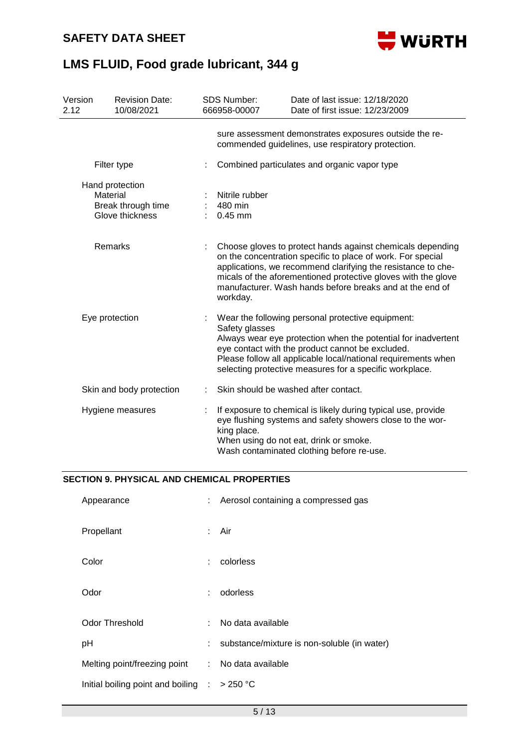sure assessment demonstrates exposures outside the recommended guidelines, use respiratory protection.

| | | |
|---|---|---|
| Filter type | : | Combined particulates and organic vapor type |
| Hand protection | | |
| Material | : | Nitrile rubber |
| Break through time | : | 480 min |
| Glove thickness | : | 0.45 mm |
| Remarks | : | Choose gloves to protect hands against chemicals depending on the concentration specific to place of work. For special applications, we recommend clarifying the resistance to chemicals of the aforementioned protective gloves with the glove manufacturer. Wash hands before breaks and at the end of workday. |
| Eye protection | : | Wear the following personal protective equipment: Safety glasses Always wear eye protection when the potential for inadvertent eye contact with the product cannot be excluded. Please follow all applicable local/national requirements when selecting protective measures for a specific workplace. |
| Skin and body protection | : | Skin should be washed after contact. |
| Hygiene measures | : | If exposure to chemical is likely during typical use, provide eye flushing systems and safety showers close to the working place. When using do not eat, drink or smoke. Wash contaminated clothing before re-use. |

## SECTION 9. PHYSICAL AND CHEMICAL PROPERTIES

| | | |
|---|---|---|
| Appearance | : | Aerosol containing a compressed gas |
| Propellant | : | Air |
| Color | : | colorless |
| Odor | : | odorless |
| Odor Threshold | : | No data available |
| pH | : | substance/mixture is non-soluble (in water) |
| Melting point/freezing point | : | No data available |
| Initial boiling point and boiling | : | > 250 °C |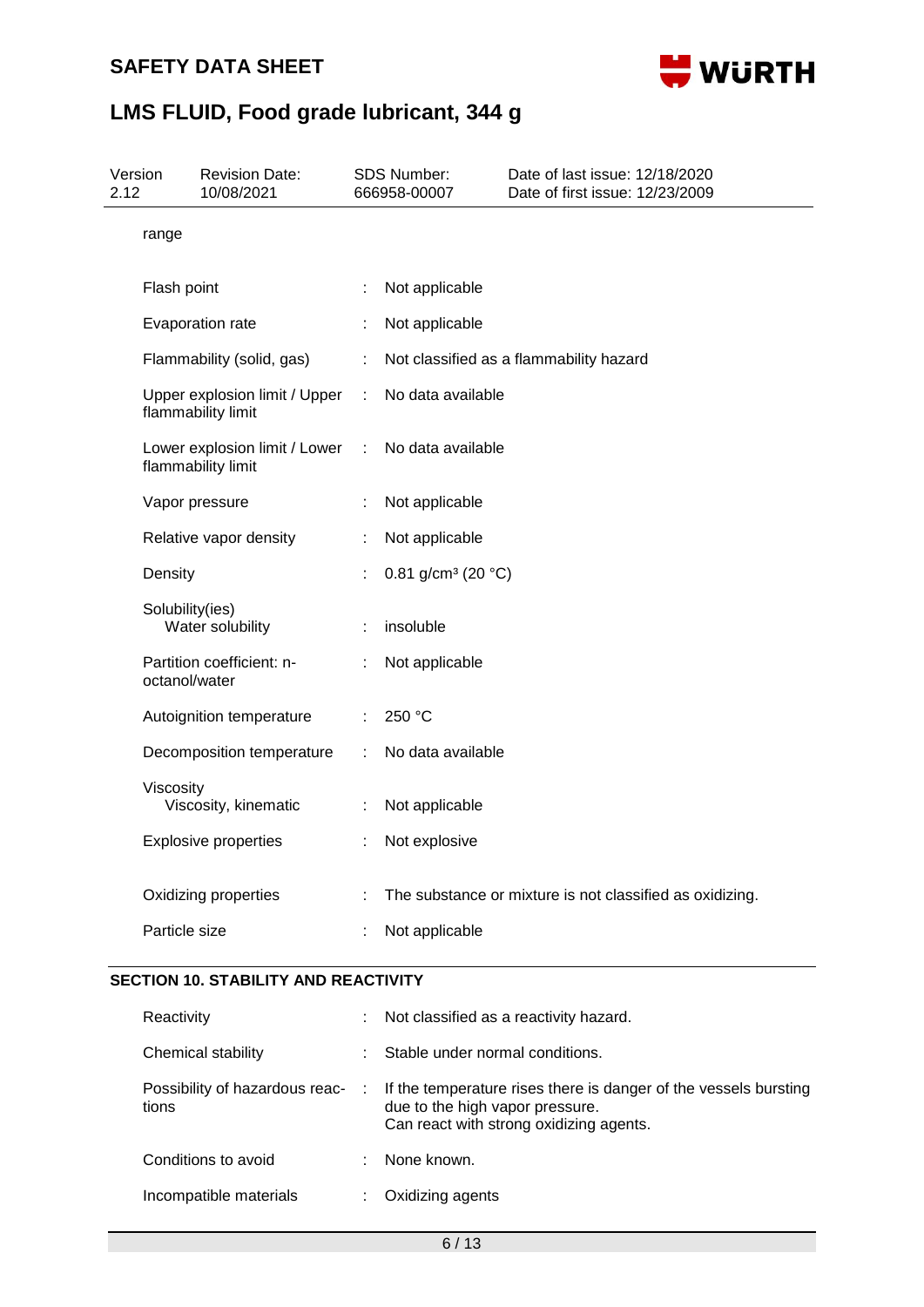range

| | | |
|---|---|---|
| Flash point | : | Not applicable |
| Evaporation rate | : | Not applicable |
| Flammability (solid, gas) | : | Not classified as a flammability hazard |
| Upper explosion limit / Upper flammability limit | : | No data available |
| Lower explosion limit / Lower flammability limit | : | No data available |
| Vapor pressure | : | Not applicable |
| Relative vapor density | : | Not applicable |
| Density | : | 0.81 g/cm³ (20 °C) |
| Solubility(ies)<br>Water solubility | : | insoluble |
| Partition coefficient: n-octanol/water | : | Not applicable |
| Autoignition temperature | : | 250 °C |
| Decomposition temperature | : | No data available |
| Viscosity<br>Viscosity, kinematic | : | Not applicable |
| Explosive properties | : | Not explosive |
| Oxidizing properties | : | The substance or mixture is not classified as oxidizing. |
| Particle size | : | Not applicable |

## SECTION 10. STABILITY AND REACTIVITY

| | | |
|---|---|---|
| Reactivity | : | Not classified as a reactivity hazard. |
| Chemical stability | : | Stable under normal conditions. |
| Possibility of hazardous reactions | : | If the temperature rises there is danger of the vessels bursting due to the high vapor pressure.<br>Can react with strong oxidizing agents. |
| Conditions to avoid | : | None known. |
| Incompatible materials | : | Oxidizing agents |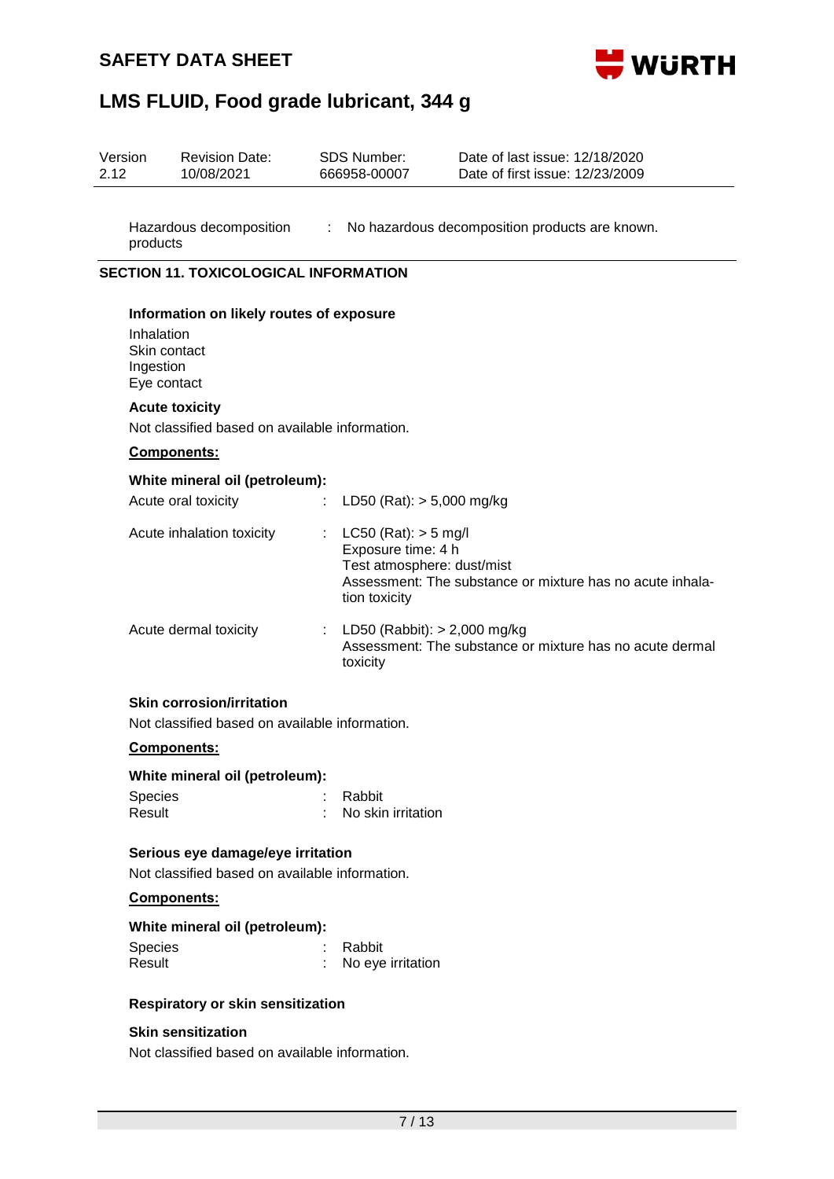| | | |
|---|---|---|
| Hazardous decomposition products | : | No hazardous decomposition products are known. |

## SECTION 11. TOXICOLOGICAL INFORMATION

### Information on likely routes of exposure

Inhalation
Skin contact
Ingestion
Eye contact

### Acute toxicity

Not classified based on available information.

**Components:**

**White mineral oil (petroleum):**

| | | |
|---|---|---|
| Acute oral toxicity | : | LD50 (Rat): > 5,000 mg/kg |
| Acute inhalation toxicity | : | LC50 (Rat): > 5 mg/l<br>Exposure time: 4 h<br>Test atmosphere: dust/mist<br>Assessment: The substance or mixture has no acute inhalation toxicity |
| Acute dermal toxicity | : | LD50 (Rabbit): > 2,000 mg/kg<br>Assessment: The substance or mixture has no acute dermal toxicity |

### Skin corrosion/irritation

Not classified based on available information.

**Components:**

**White mineral oil (petroleum):**

| | | |
|---|---|---|
| Species | : | Rabbit |
| Result | : | No skin irritation |

### Serious eye damage/eye irritation

Not classified based on available information.

**Components:**

**White mineral oil (petroleum):**

| | | |
|---|---|---|
| Species | : | Rabbit |
| Result | : | No eye irritation |

### Respiratory or skin sensitization

#### Skin sensitization

Not classified based on available information.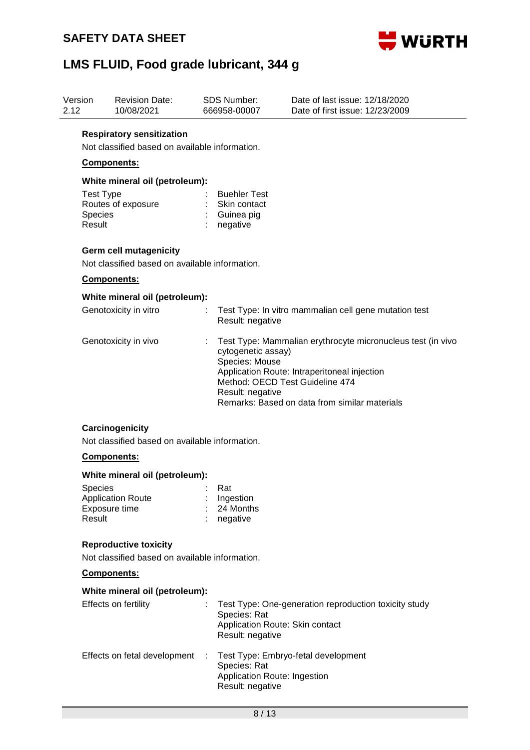#### Respiratory sensitization

Not classified based on available information.

**Components:**

**White mineral oil (petroleum):**

| | | |
|---|---|---|
| Test Type | : | Buehler Test |
| Routes of exposure | : | Skin contact |
| Species | : | Guinea pig |
| Result | : | negative |

#### Germ cell mutagenicity

Not classified based on available information.

**Components:**

**White mineral oil (petroleum):**

Genotoxicity in vitro : Test Type: In vitro mammalian cell gene mutation test
Result: negative

Genotoxicity in vivo : Test Type: Mammalian erythrocyte micronucleus test (in vivo cytogenetic assay)
Species: Mouse
Application Route: Intraperitoneal injection
Method: OECD Test Guideline 474
Result: negative
Remarks: Based on data from similar materials

#### Carcinogenicity

Not classified based on available information.

**Components:**

**White mineral oil (petroleum):**

| | | |
|---|---|---|
| Species | : | Rat |
| Application Route | : | Ingestion |
| Exposure time | : | 24 Months |
| Result | : | negative |

#### Reproductive toxicity

Not classified based on available information.

**Components:**

**White mineral oil (petroleum):**

Effects on fertility : Test Type: One-generation reproduction toxicity study
Species: Rat
Application Route: Skin contact
Result: negative

Effects on fetal development : Test Type: Embryo-fetal development
Species: Rat
Application Route: Ingestion
Result: negative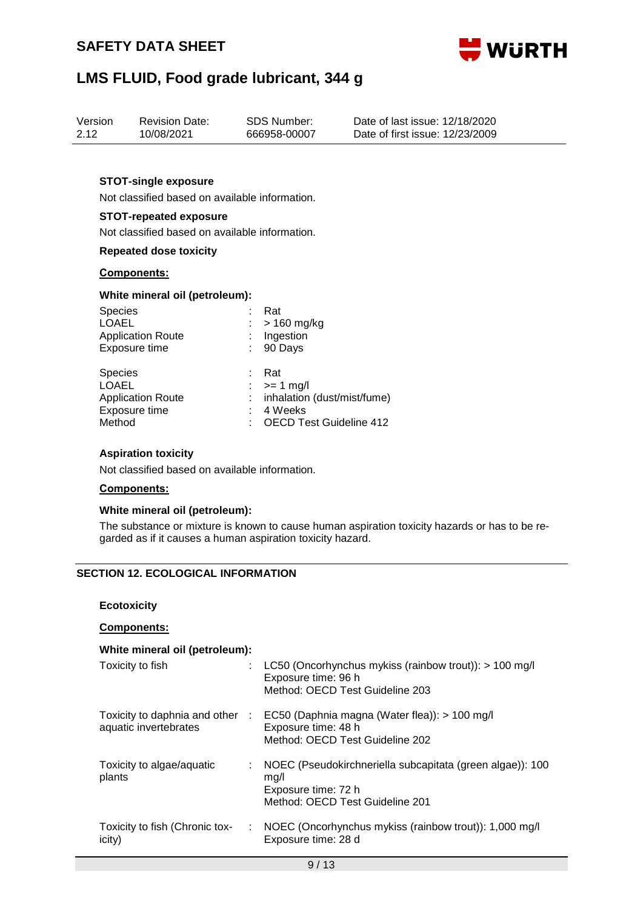**STOT-single exposure**

Not classified based on available information.

**STOT-repeated exposure**

Not classified based on available information.

**Repeated dose toxicity**

**Components:**

**White mineral oil (petroleum):**

| | | |
|---|---|---|
| Species | : | Rat |
| LOAEL | : | > 160 mg/kg |
| Application Route | : | Ingestion |
| Exposure time | : | 90 Days |

| | | |
|---|---|---|
| Species | : | Rat |
| LOAEL | : | >= 1 mg/l |
| Application Route | : | inhalation (dust/mist/fume) |
| Exposure time | : | 4 Weeks |
| Method | : | OECD Test Guideline 412 |

**Aspiration toxicity**

Not classified based on available information.

**Components:**

**White mineral oil (petroleum):**

The substance or mixture is known to cause human aspiration toxicity hazards or has to be regarded as if it causes a human aspiration toxicity hazard.

## SECTION 12. ECOLOGICAL INFORMATION

**Ecotoxicity**

**Components:**

**White mineral oil (petroleum):**

| | | |
|---|---|---|
| Toxicity to fish | : | LC50 (Oncorhynchus mykiss (rainbow trout)): > 100 mg/l<br>Exposure time: 96 h<br>Method: OECD Test Guideline 203 |
| Toxicity to daphnia and other aquatic invertebrates | : | EC50 (Daphnia magna (Water flea)): > 100 mg/l<br>Exposure time: 48 h<br>Method: OECD Test Guideline 202 |
| Toxicity to algae/aquatic plants | : | NOEC (Pseudokirchneriella subcapitata (green algae)): 100 mg/l<br>Exposure time: 72 h<br>Method: OECD Test Guideline 201 |
| Toxicity to fish (Chronic toxicity) | : | NOEC (Oncorhynchus mykiss (rainbow trout)): 1,000 mg/l<br>Exposure time: 28 d |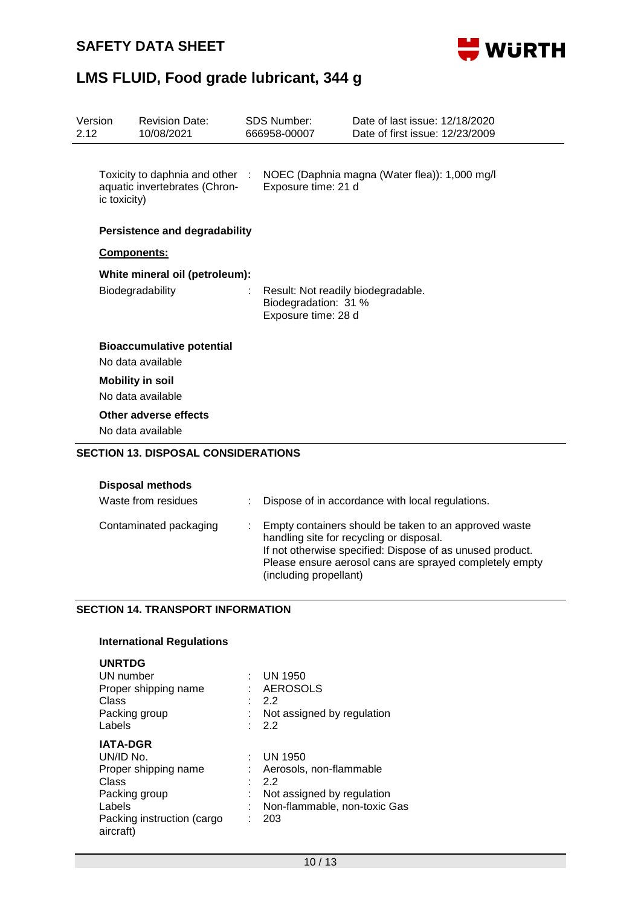Toxicity to daphnia and other aquatic invertebrates (Chronic toxicity) : NOEC (Daphnia magna (Water flea)): 1,000 mg/l
Exposure time: 21 d

**Persistence and degradability**

**Components:**

**White mineral oil (petroleum):**

Biodegradability : Result: Not readily biodegradable.
Biodegradation: 31 %
Exposure time: 28 d

**Bioaccumulative potential**

No data available

**Mobility in soil**

No data available

**Other adverse effects**

No data available

## SECTION 13. DISPOSAL CONSIDERATIONS

**Disposal methods**

Waste from residues : Dispose of in accordance with local regulations.

Contaminated packaging : Empty containers should be taken to an approved waste handling site for recycling or disposal.
If not otherwise specified: Dispose of as unused product.
Please ensure aerosol cans are sprayed completely empty (including propellant)

## SECTION 14. TRANSPORT INFORMATION

**International Regulations**

**UNRTDG**

UN number : UN 1950
Proper shipping name : AEROSOLS
Class : 2.2
Packing group : Not assigned by regulation
Labels : 2.2

**IATA-DGR**

UN/ID No. : UN 1950
Proper shipping name : Aerosols, non-flammable
Class : 2.2
Packing group : Not assigned by regulation
Labels : Non-flammable, non-toxic Gas
Packing instruction (cargo aircraft) : 203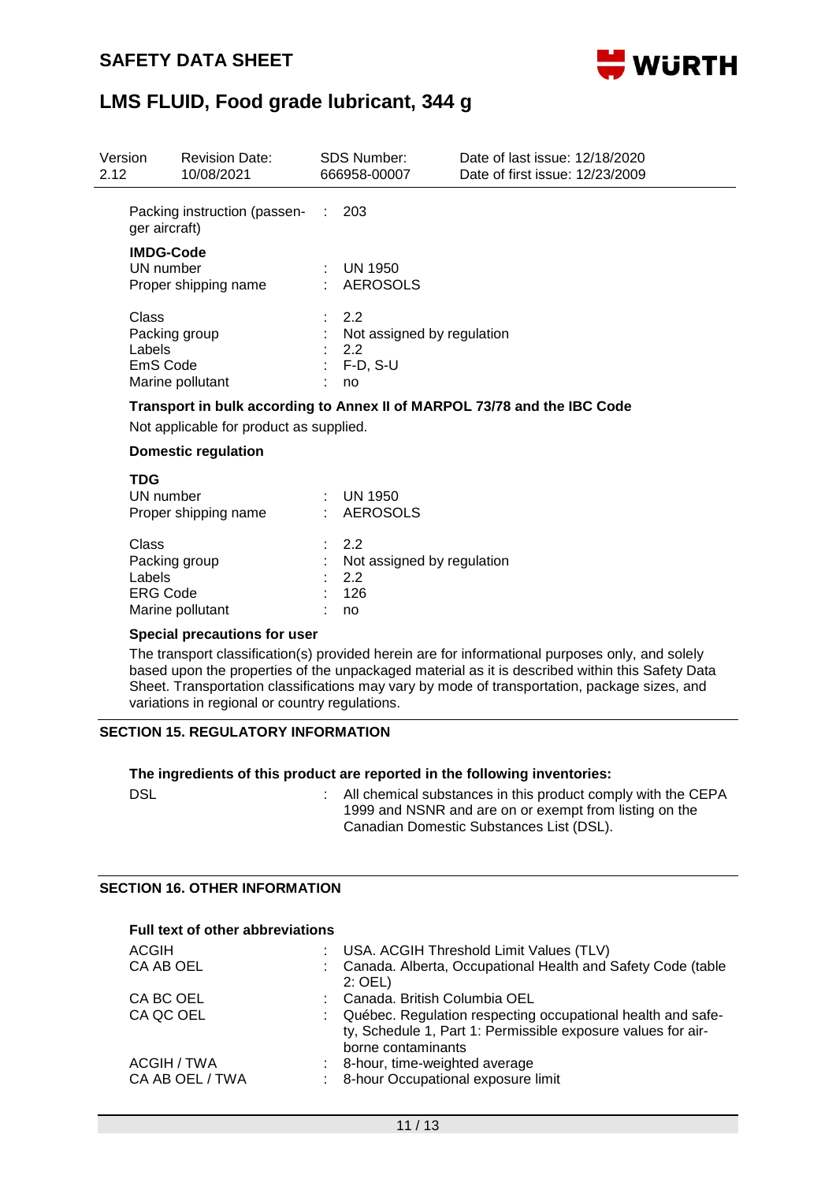| Version | Revision Date: | SDS Number: | Date of last issue: 12/18/2020 |
|---|---|---|---|
| 2.12 | 10/08/2021 | 666958-00007 | Date of first issue: 12/23/2009 |

Packing instruction (passenger aircraft) : 203

**IMDG-Code**

| | | |
|---|---|---|
| UN number | : | UN 1950 |
| Proper shipping name | : | AEROSOLS |
| Class | : | 2.2 |
| Packing group | : | Not assigned by regulation |
| Labels | : | 2.2 |
| EmS Code | : | F-D, S-U |
| Marine pollutant | : | no |

**Transport in bulk according to Annex II of MARPOL 73/78 and the IBC Code**

Not applicable for product as supplied.

**Domestic regulation**

**TDG**

| | | |
|---|---|---|
| UN number | : | UN 1950 |
| Proper shipping name | : | AEROSOLS |
| Class | : | 2.2 |
| Packing group | : | Not assigned by regulation |
| Labels | : | 2.2 |
| ERG Code | : | 126 |
| Marine pollutant | : | no |

**Special precautions for user**

The transport classification(s) provided herein are for informational purposes only, and solely based upon the properties of the unpackaged material as it is described within this Safety Data Sheet. Transportation classifications may vary by mode of transportation, package sizes, and variations in regional or country regulations.

## SECTION 15. REGULATORY INFORMATION

**The ingredients of this product are reported in the following inventories:**

DSL : All chemical substances in this product comply with the CEPA 1999 and NSNR and are on or exempt from listing on the Canadian Domestic Substances List (DSL).

## SECTION 16. OTHER INFORMATION

**Full text of other abbreviations**

| | | |
|---|---|---|
| ACGIH | : | USA. ACGIH Threshold Limit Values (TLV) |
| CA AB OEL | : | Canada. Alberta, Occupational Health and Safety Code (table 2: OEL) |
| CA BC OEL | : | Canada. British Columbia OEL |
| CA QC OEL | : | Québec. Regulation respecting occupational health and safety, Schedule 1, Part 1: Permissible exposure values for airborne contaminants |
| ACGIH / TWA | : | 8-hour, time-weighted average |
| CA AB OEL / TWA | : | 8-hour Occupational exposure limit |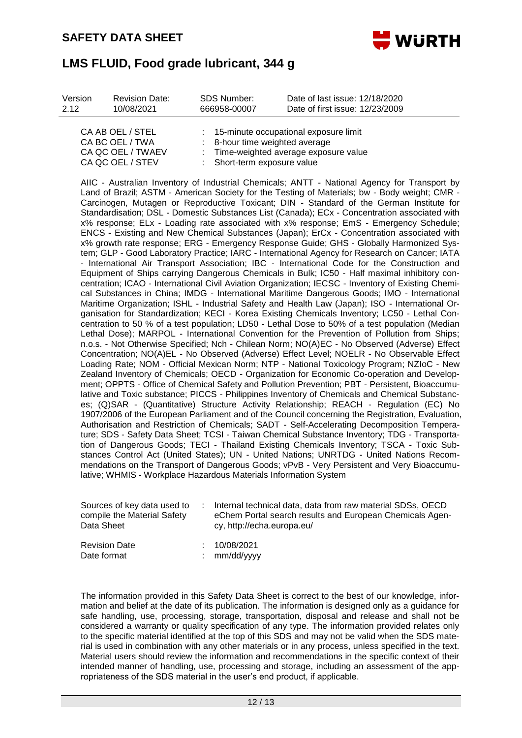| Version 2.12 | Revision Date: 10/08/2021 | SDS Number: 666958-00007 | Date of last issue: 12/18/2020<br>Date of first issue: 12/23/2009 |
|---|---|---|---|

CA AB OEL / STEL : 15-minute occupational exposure limit
CA BC OEL / TWA : 8-hour time weighted average
CA QC OEL / TWAEV : Time-weighted average exposure value
CA QC OEL / STEV : Short-term exposure value

AIIC - Australian Inventory of Industrial Chemicals; ANTT - National Agency for Transport by Land of Brazil; ASTM - American Society for the Testing of Materials; bw - Body weight; CMR - Carcinogen, Mutagen or Reproductive Toxicant; DIN - Standard of the German Institute for Standardisation; DSL - Domestic Substances List (Canada); ECx - Concentration associated with x% response; ELx - Loading rate associated with x% response; EmS - Emergency Schedule; ENCS - Existing and New Chemical Substances (Japan); ErCx - Concentration associated with x% growth rate response; ERG - Emergency Response Guide; GHS - Globally Harmonized System; GLP - Good Laboratory Practice; IARC - International Agency for Research on Cancer; IATA - International Air Transport Association; IBC - International Code for the Construction and Equipment of Ships carrying Dangerous Chemicals in Bulk; IC50 - Half maximal inhibitory concentration; ICAO - International Civil Aviation Organization; IECSC - Inventory of Existing Chemical Substances in China; IMDG - International Maritime Dangerous Goods; IMO - International Maritime Organization; ISHL - Industrial Safety and Health Law (Japan); ISO - International Organisation for Standardization; KECI - Korea Existing Chemicals Inventory; LC50 - Lethal Concentration to 50 % of a test population; LD50 - Lethal Dose to 50% of a test population (Median Lethal Dose); MARPOL - International Convention for the Prevention of Pollution from Ships; n.o.s. - Not Otherwise Specified; Nch - Chilean Norm; NO(A)EC - No Observed (Adverse) Effect Concentration; NO(A)EL - No Observed (Adverse) Effect Level; NOELR - No Observable Effect Loading Rate; NOM - Official Mexican Norm; NTP - National Toxicology Program; NZIoC - New Zealand Inventory of Chemicals; OECD - Organization for Economic Co-operation and Development; OPPTS - Office of Chemical Safety and Pollution Prevention; PBT - Persistent, Bioaccumulative and Toxic substance; PICCS - Philippines Inventory of Chemicals and Chemical Substances; (Q)SAR - (Quantitative) Structure Activity Relationship; REACH - Regulation (EC) No 1907/2006 of the European Parliament and of the Council concerning the Registration, Evaluation, Authorisation and Restriction of Chemicals; SADT - Self-Accelerating Decomposition Temperature; SDS - Safety Data Sheet; TCSI - Taiwan Chemical Substance Inventory; TDG - Transportation of Dangerous Goods; TECI - Thailand Existing Chemicals Inventory; TSCA - Toxic Substances Control Act (United States); UN - United Nations; UNRTDG - United Nations Recommendations on the Transport of Dangerous Goods; vPvB - Very Persistent and Very Bioaccumulative; WHMIS - Workplace Hazardous Materials Information System

Sources of key data used to compile the Material Safety Data Sheet : Internal technical data, data from raw material SDSs, OECD eChem Portal search results and European Chemicals Agency, http://echa.europa.eu/

Revision Date : 10/08/2021
Date format : mm/dd/yyyy

The information provided in this Safety Data Sheet is correct to the best of our knowledge, information and belief at the date of its publication. The information is designed only as a guidance for safe handling, use, processing, storage, transportation, disposal and release and shall not be considered a warranty or quality specification of any type. The information provided relates only to the specific material identified at the top of this SDS and may not be valid when the SDS material is used in combination with any other materials or in any process, unless specified in the text. Material users should review the information and recommendations in the specific context of their intended manner of handling, use, processing and storage, including an assessment of the appropriateness of the SDS material in the user's end product, if applicable.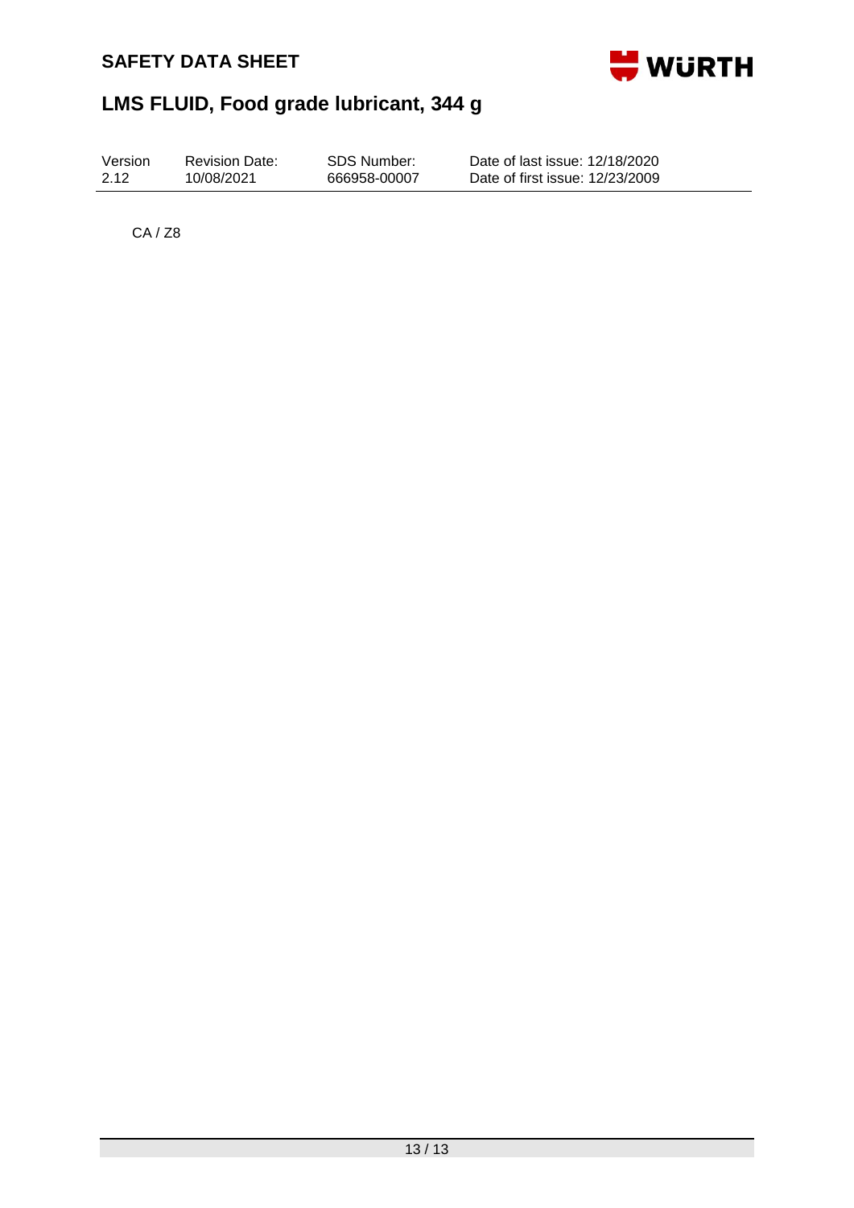CA / Z8